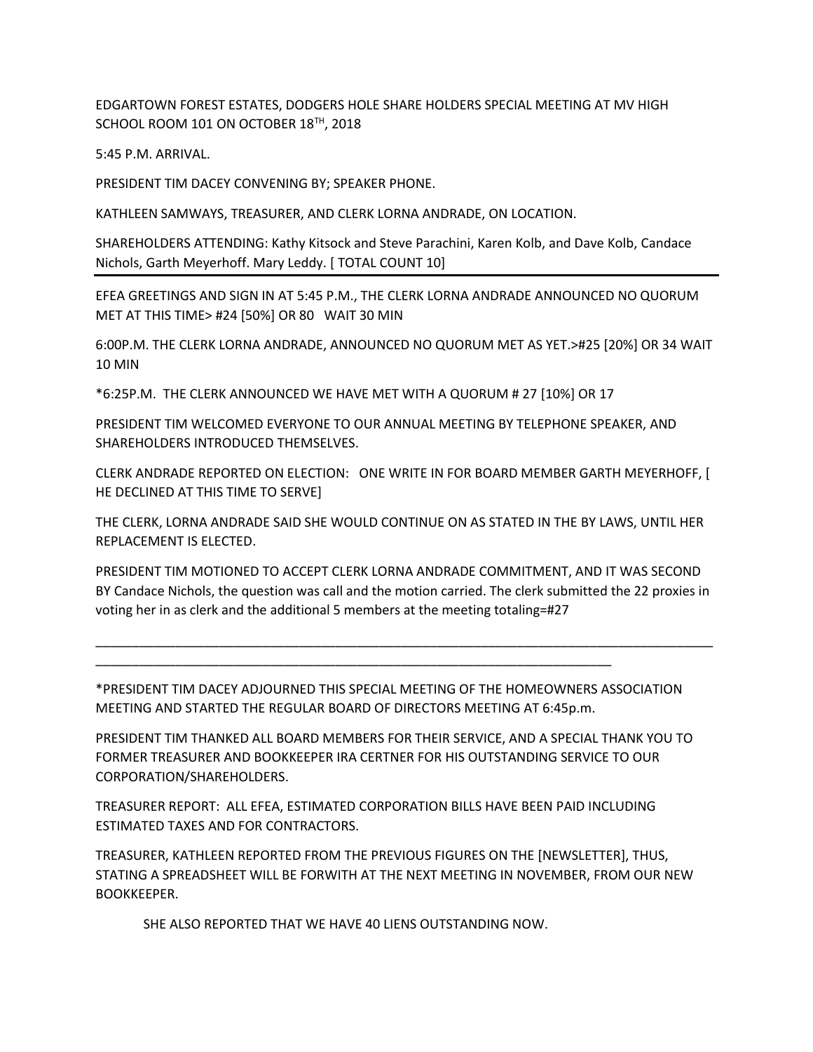EDGARTOWN FOREST ESTATES, DODGERS HOLE SHARE HOLDERS SPECIAL MEETING AT MV HIGH SCHOOL ROOM 101 ON OCTOBER 18TH, 2018

5:45 P.M. ARRIVAL.

PRESIDENT TIM DACEY CONVENING BY; SPEAKER PHONE.

KATHLEEN SAMWAYS, TREASURER, AND CLERK LORNA ANDRADE, ON LOCATION.

SHAREHOLDERS ATTENDING: Kathy Kitsock and Steve Parachini, Karen Kolb, and Dave Kolb, Candace Nichols, Garth Meyerhoff. Mary Leddy. [ TOTAL COUNT 10]

---

EFEA GREETINGS AND SIGN IN AT 5:45 P.M., THE CLERK LORNA ANDRADE ANNOUNCED NO QUORUM MET AT THIS TIME> #24 [50%] OR 80 WAIT 30 MIN

6:00P.M. THE CLERK LORNA ANDRADE, ANNOUNCED NO QUORUM MET AS YET.>#25 [20%] OR 34 WAIT 10 MIN

*6:25P.M. THE CLERK ANNOUNCED WE HAVE MET WITH A QUORUM # 27 [10%] OR 17

PRESIDENT TIM WELCOMED EVERYONE TO OUR ANNUAL MEETING BY TELEPHONE SPEAKER, AND SHAREHOLDERS INTRODUCED THEMSELVES.

CLERK ANDRADE REPORTED ON ELECTION: ONE WRITE IN FOR BOARD MEMBER GARTH MEYERHOFF, [ HE DECLINED AT THIS TIME TO SERVE]

THE CLERK, LORNA ANDRADE SAID SHE WOULD CONTINUE ON AS STATED IN THE BY LAWS, UNTIL HER REPLACEMENT IS ELECTED.

PRESIDENT TIM MOTIONED TO ACCEPT CLERK LORNA ANDRADE COMMITMENT, AND IT WAS SECOND BY Candace Nichols, the question was call and the motion carried. The clerk submitted the 22 proxies in voting her in as clerk and the additional 5 members at the meeting totaling=#27

---

*PRESIDENT TIM DACEY ADJOURNED THIS SPECIAL MEETING OF THE HOMEOWNERS ASSOCIATION MEETING AND STARTED THE REGULAR BOARD OF DIRECTORS MEETING AT 6:45p.m.

PRESIDENT TIM THANKED ALL BOARD MEMBERS FOR THEIR SERVICE, AND A SPECIAL THANK YOU TO FORMER TREASURER AND BOOKKEEPER IRA CERTNER FOR HIS OUTSTANDING SERVICE TO OUR CORPORATION/SHAREHOLDERS.

TREASURER REPORT: ALL EFEA, ESTIMATED CORPORATION BILLS HAVE BEEN PAID INCLUDING ESTIMATED TAXES AND FOR CONTRACTORS.

TREASURER, KATHLEEN REPORTED FROM THE PREVIOUS FIGURES ON THE [NEWSLETTER], THUS, STATING A SPREADSHEET WILL BE FORWITH AT THE NEXT MEETING IN NOVEMBER, FROM OUR NEW BOOKKEEPER.

SHE ALSO REPORTED THAT WE HAVE 40 LIENS OUTSTANDING NOW.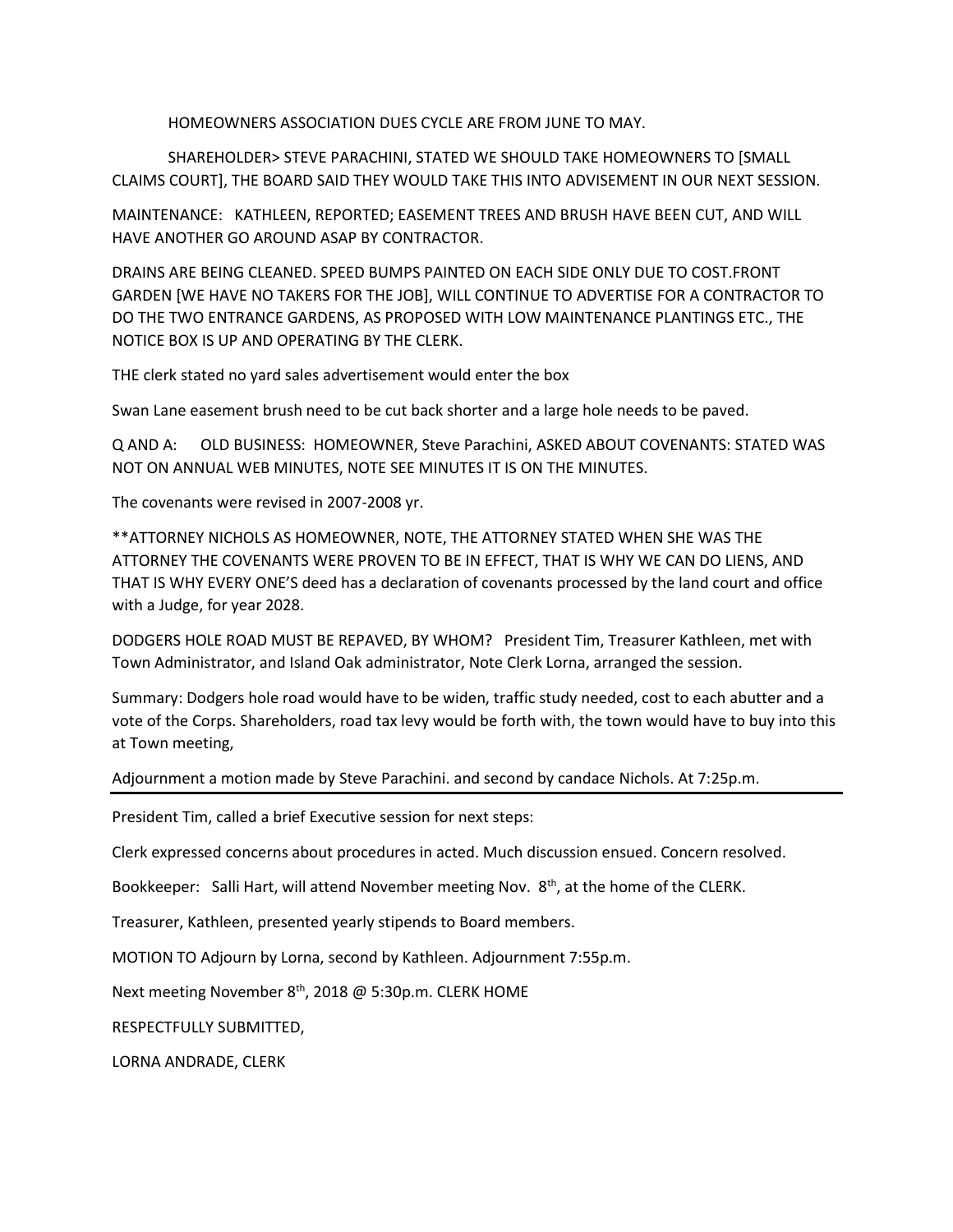HOMEOWNERS ASSOCIATION DUES CYCLE ARE FROM JUNE TO MAY.

SHAREHOLDER> STEVE PARACHINI, STATED WE SHOULD TAKE HOMEOWNERS TO [SMALL CLAIMS COURT], THE BOARD SAID THEY WOULD TAKE THIS INTO ADVISEMENT IN OUR NEXT SESSION.

MAINTENANCE: KATHLEEN, REPORTED; EASEMENT TREES AND BRUSH HAVE BEEN CUT, AND WILL HAVE ANOTHER GO AROUND ASAP BY CONTRACTOR.

DRAINS ARE BEING CLEANED. SPEED BUMPS PAINTED ON EACH SIDE ONLY DUE TO COST.FRONT GARDEN [WE HAVE NO TAKERS FOR THE JOB], WILL CONTINUE TO ADVERTISE FOR A CONTRACTOR TO DO THE TWO ENTRANCE GARDENS, AS PROPOSED WITH LOW MAINTENANCE PLANTINGS ETC., THE NOTICE BOX IS UP AND OPERATING BY THE CLERK.

THE clerk stated no yard sales advertisement would enter the box

Swan Lane easement brush need to be cut back shorter and a large hole needs to be paved.

Q AND A: OLD BUSINESS: HOMEOWNER, Steve Parachini, ASKED ABOUT COVENANTS: STATED WAS NOT ON ANNUAL WEB MINUTES, NOTE SEE MINUTES IT IS ON THE MINUTES.

The covenants were revised in 2007-2008 yr.

**ATTORNEY NICHOLS AS HOMEOWNER, NOTE, THE ATTORNEY STATED WHEN SHE WAS THE ATTORNEY THE COVENANTS WERE PROVEN TO BE IN EFFECT, THAT IS WHY WE CAN DO LIENS, AND THAT IS WHY EVERY ONE'S deed has a declaration of covenants processed by the land court and office with a Judge, for year 2028.

DODGERS HOLE ROAD MUST BE REPAVED, BY WHOM? President Tim, Treasurer Kathleen, met with Town Administrator, and Island Oak administrator, Note Clerk Lorna, arranged the session.

Summary: Dodgers hole road would have to be widen, traffic study needed, cost to each abutter and a vote of the Corps. Shareholders, road tax levy would be forth with, the town would have to buy into this at Town meeting,

Adjournment a motion made by Steve Parachini. and second by candace Nichols. At 7:25p.m.

---

President Tim, called a brief Executive session for next steps:

Clerk expressed concerns about procedures in acted. Much discussion ensued. Concern resolved.

Bookkeeper: Salli Hart, will attend November meeting Nov. 8th, at the home of the CLERK.

Treasurer, Kathleen, presented yearly stipends to Board members.

MOTION TO Adjourn by Lorna, second by Kathleen. Adjournment 7:55p.m.

Next meeting November 8th, 2018 @ 5:30p.m. CLERK HOME

RESPECTFULLY SUBMITTED,

LORNA ANDRADE, CLERK